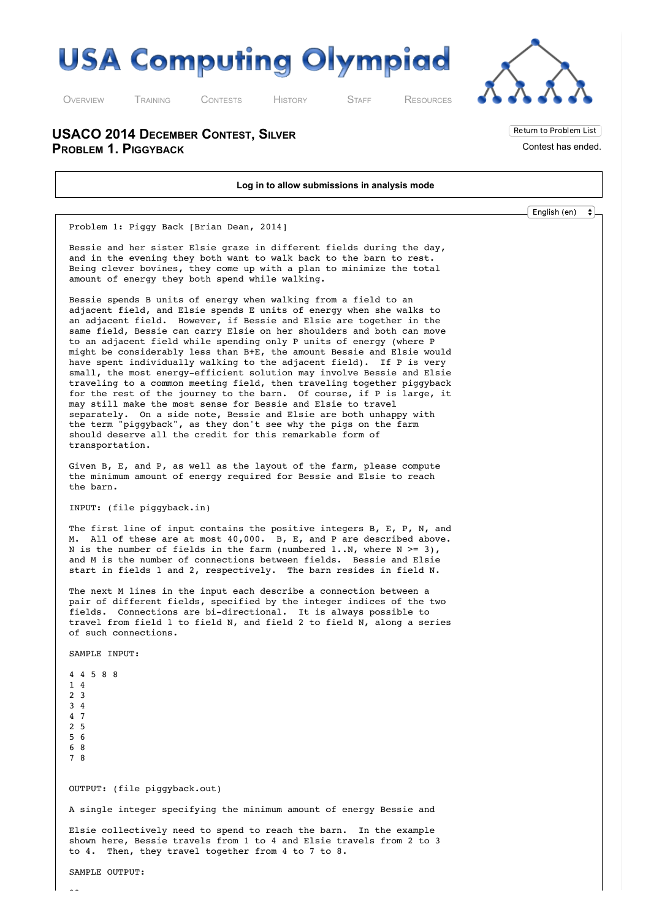# USA Computing Olympiad

Overview   Training   Contests   History   Staff   Resources

## USACO 2014 December Contest, Silver
## Problem 1. Piggyback

Return to Problem List

Contest has ended.

**Log in to allow submissions in analysis mode**

English (en)

```
Problem 1: Piggy Back [Brian Dean, 2014]

Bessie and her sister Elsie graze in different fields during the day,
and in the evening they both want to walk back to the barn to rest.
Being clever bovines, they come up with a plan to minimize the total
amount of energy they both spend while walking.

Bessie spends B units of energy when walking from a field to an
adjacent field, and Elsie spends E units of energy when she walks to
an adjacent field.  However, if Bessie and Elsie are together in the
same field, Bessie can carry Elsie on her shoulders and both can move
to an adjacent field while spending only P units of energy (where P
might be considerably less than B+E, the amount Bessie and Elsie would
have spent individually walking to the adjacent field).  If P is very
small, the most energy-efficient solution may involve Bessie and Elsie
traveling to a common meeting field, then traveling together piggyback
for the rest of the journey to the barn.  Of course, if P is large, it
may still make the most sense for Bessie and Elsie to travel
separately.  On a side note, Bessie and Elsie are both unhappy with
the term "piggyback", as they don't see why the pigs on the farm
should deserve all the credit for this remarkable form of
transportation.

Given B, E, and P, as well as the layout of the farm, please compute
the minimum amount of energy required for Bessie and Elsie to reach
the barn.

INPUT: (file piggyback.in)

The first line of input contains the positive integers B, E, P, N, and
M.  All of these are at most 40,000.  B, E, and P are described above.
N is the number of fields in the farm (numbered 1..N, where N >= 3),
and M is the number of connections between fields.  Bessie and Elsie
start in fields 1 and 2, respectively.  The barn resides in field N.

The next M lines in the input each describe a connection between a
pair of different fields, specified by the integer indices of the two
fields.  Connections are bi-directional.  It is always possible to
travel from field 1 to field N, and field 2 to field N, along a series
of such connections.

SAMPLE INPUT:

4 4 5 8 8
1 4
2 3
3 4
4 7
2 5
5 6
6 8
7 8


OUTPUT: (file piggyback.out)

A single integer specifying the minimum amount of energy Bessie and

Elsie collectively need to spend to reach the barn.  In the example
shown here, Bessie travels from 1 to 4 and Elsie travels from 2 to 3
to 4.  Then, they travel together from 4 to 7 to 8.

SAMPLE OUTPUT:
```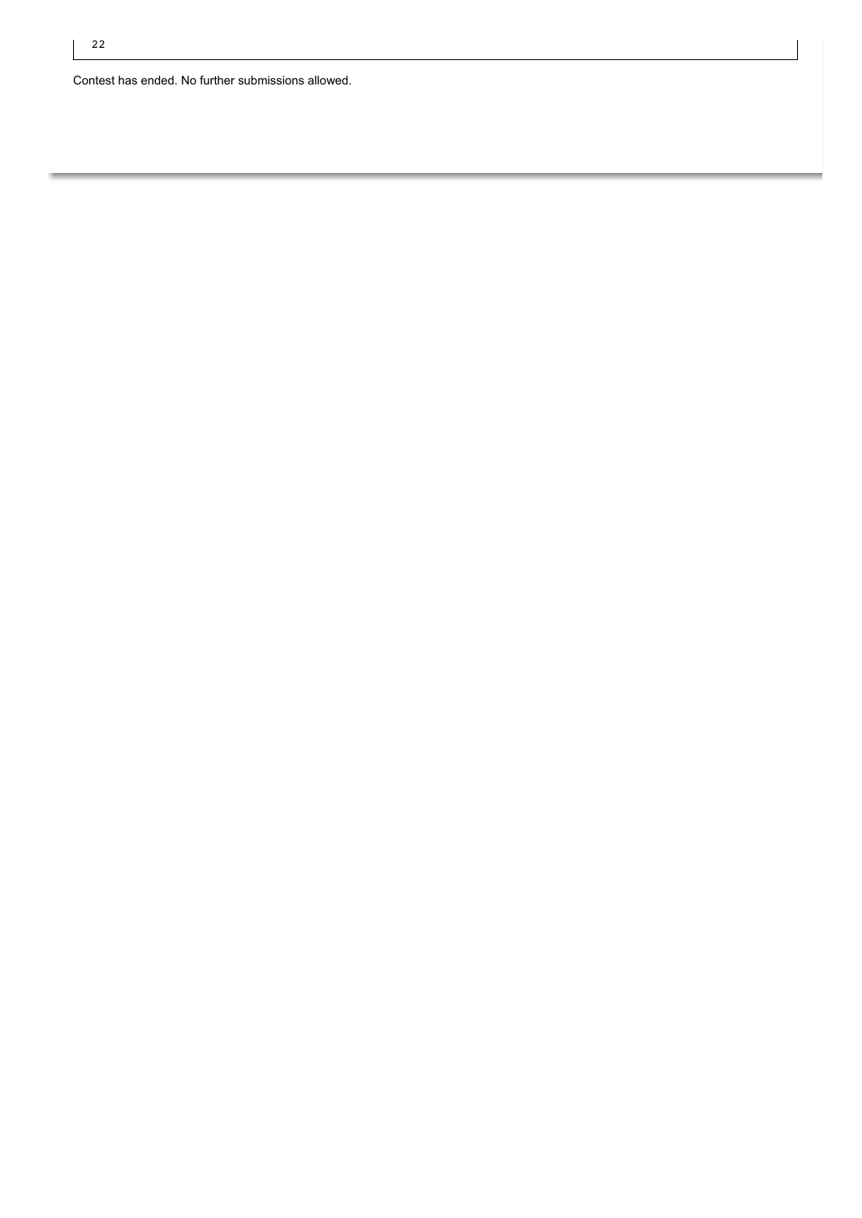```
22
```

Contest has ended. No further submissions allowed.